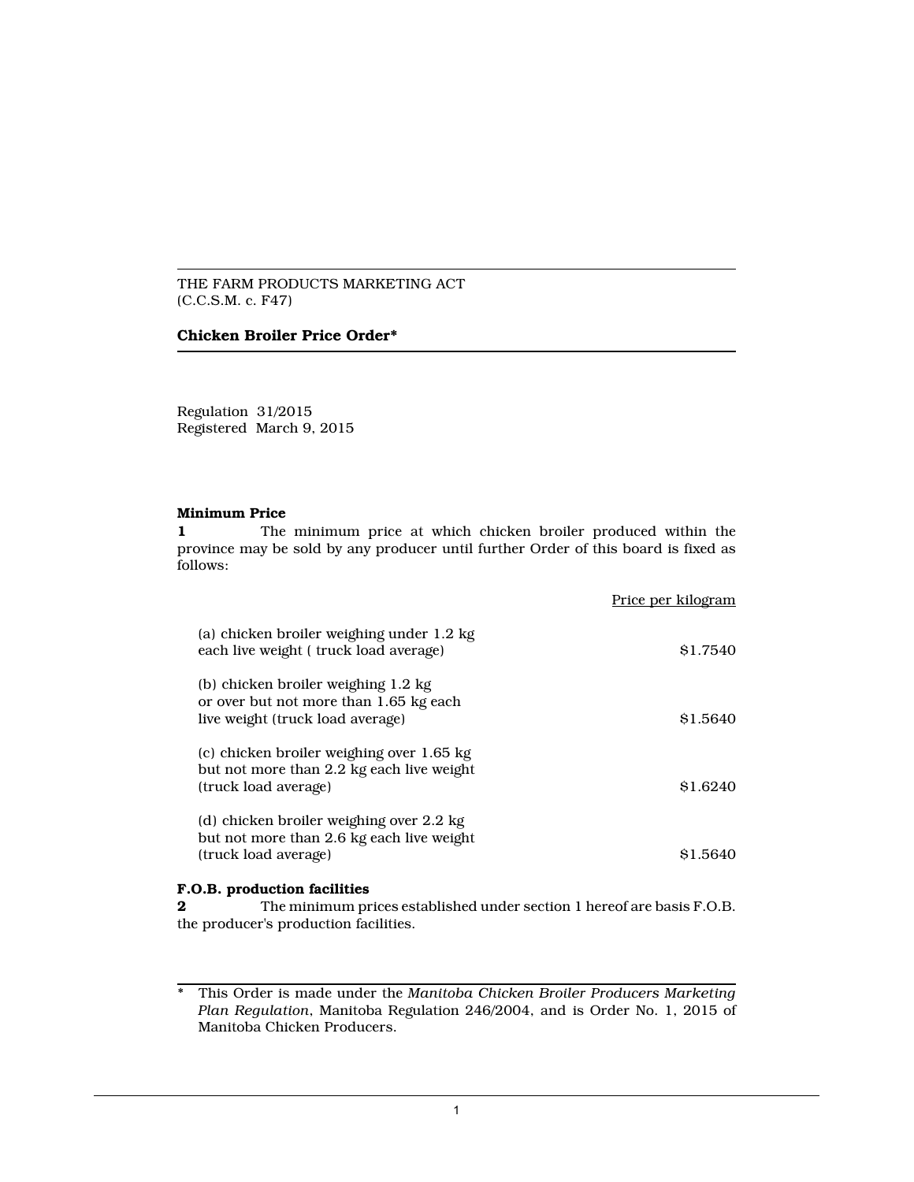THE FARM PRODUCTS MARKETING ACT
(C.C.S.M. c. F47)

# Chicken Broiler Price Order*

Regulation 31/2015
Registered March 9, 2015

**Minimum Price**

**1** The minimum price at which chicken broiler produced within the province may be sold by any producer until further Order of this board is fixed as follows:

| | Price per kilogram |
|---|---|
| (a) chicken broiler weighing under 1.2 kg each live weight ( truck load average) | $1.7540 |
| (b) chicken broiler weighing 1.2 kg or over but not more than 1.65 kg each live weight (truck load average) | $1.5640 |
| (c) chicken broiler weighing over 1.65 kg but not more than 2.2 kg each live weight (truck load average) | $1.6240 |
| (d) chicken broiler weighing over 2.2 kg but not more than 2.6 kg each live weight (truck load average) | $1.5640 |

**F.O.B. production facilities**

**2** The minimum prices established under section 1 hereof are basis F.O.B. the producer's production facilities.

---

\* This Order is made under the *Manitoba Chicken Broiler Producers Marketing Plan Regulation*, Manitoba Regulation 246/2004, and is Order No. 1, 2015 of Manitoba Chicken Producers.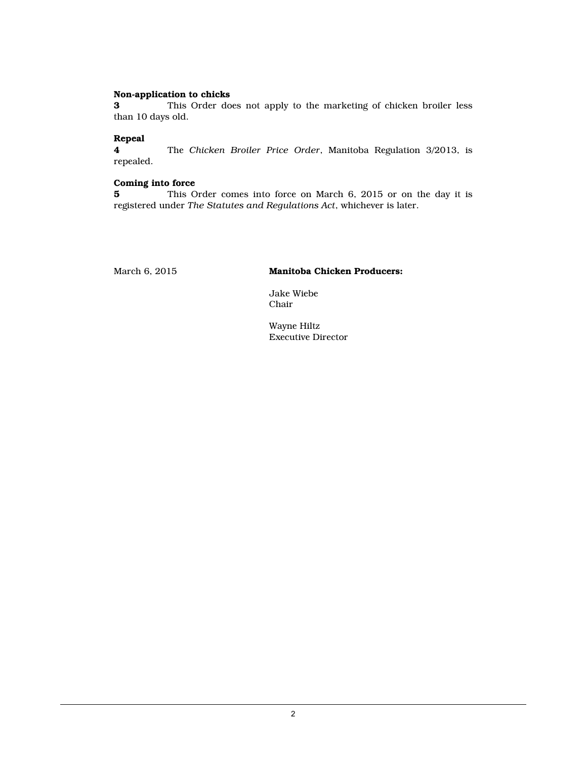**Non-application to chicks**

**3** This Order does not apply to the marketing of chicken broiler less than 10 days old.

**Repeal**

**4** The *Chicken Broiler Price Order*, Manitoba Regulation 3/2013, is repealed.

**Coming into force**

**5** This Order comes into force on March 6, 2015 or on the day it is registered under *The Statutes and Regulations Act*, whichever is later.

March 6, 2015

**Manitoba Chicken Producers:**

Jake Wiebe
Chair

Wayne Hiltz
Executive Director